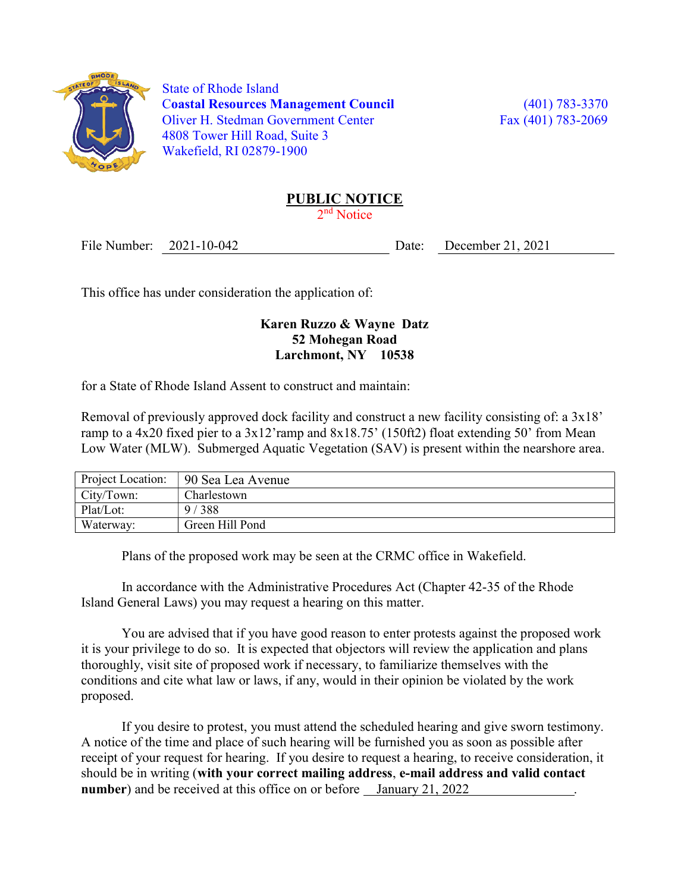State of Rhode Island
**Coastal Resources Management Council**
Oliver H. Stedman Government Center
4808 Tower Hill Road, Suite 3
Wakefield, RI 02879-1900

(401) 783-3370
Fax (401) 783-2069

# PUBLIC NOTICE

2nd Notice

File Number: 2021-10-042 Date: December 21, 2021

This office has under consideration the application of:

**Karen Ruzzo & Wayne Datz**
**52 Mohegan Road**
**Larchmont, NY 10538**

for a State of Rhode Island Assent to construct and maintain:

Removal of previously approved dock facility and construct a new facility consisting of: a 3x18' ramp to a 4x20 fixed pier to a 3x12'ramp and 8x18.75' (150ft2) float extending 50' from Mean Low Water (MLW). Submerged Aquatic Vegetation (SAV) is present within the nearshore area.

| Project Location: | 90 Sea Lea Avenue |
|---|---|
| City/Town: | Charlestown |
| Plat/Lot: | 9 / 388 |
| Waterway: | Green Hill Pond |

Plans of the proposed work may be seen at the CRMC office in Wakefield.

In accordance with the Administrative Procedures Act (Chapter 42-35 of the Rhode Island General Laws) you may request a hearing on this matter.

You are advised that if you have good reason to enter protests against the proposed work it is your privilege to do so. It is expected that objectors will review the application and plans thoroughly, visit site of proposed work if necessary, to familiarize themselves with the conditions and cite what law or laws, if any, would in their opinion be violated by the work proposed.

If you desire to protest, you must attend the scheduled hearing and give sworn testimony. A notice of the time and place of such hearing will be furnished you as soon as possible after receipt of your request for hearing. If you desire to request a hearing, to receive consideration, it should be in writing (**with your correct mailing address**, **e-mail address and valid contact number**) and be received at this office on or before January 21, 2022.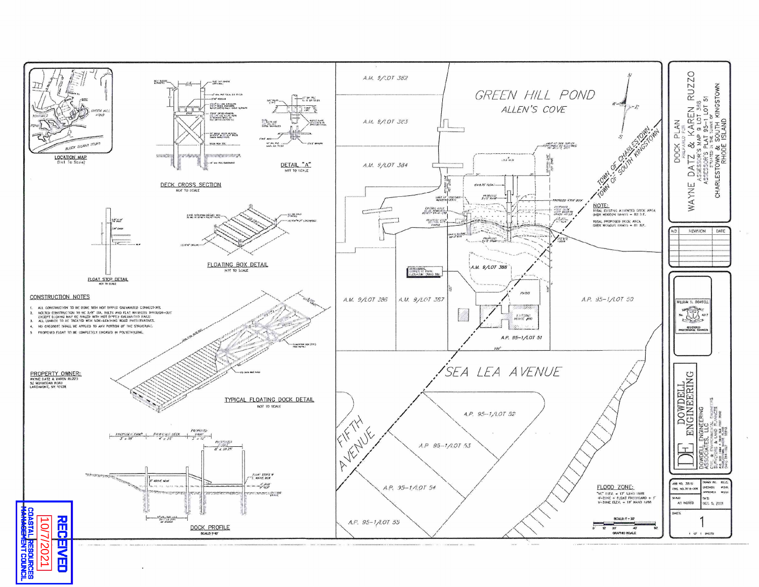LOCATION MAP
(Not To Scale)

DECK CROSS SECTION
NOT TO SCALE

DETAIL "A"
NOT TO SCALE

FLOATING BOX DETAIL
NOT TO SCALE

FLOAT STOP DETAIL
NOT TO SCALE

## CONSTRUCTION NOTES

1. ALL CONSTRUCTION TO BE DONE WITH HOT DIPPED GALVANIZED CONNECTORS.
2. BOLTED CONSTRUCTION TO BE 3/8" DIA. BOLTS AND FLAT WASHERS THROUGH-OUT EXCEPT DECKING MAY BE NAILED WITH HOT DIPPED GALVANIZED NAILS.
3. ALL LUMBER TO BE TREATED WITH NON-LEACHING WOOD PRESERVATIVES.
4. NO CREOSOTE SHALL BE APPLIED TO ANY PORTION OF THE STRUCTURE.
5. PROPOSED FLOAT TO BE COMPLETELY ENCASED IN POLYETHYLENE.

PROPERTY OWNER:
WAYNE DATZ & KAREN RUZZO
52 MICHIGAN ROAD
LARCHMONT, NY 10538

TYPICAL FLOATING DOCK DETAIL
NOT TO SCALE

PROPOSED RAMP 3' x 18'
PROPOSED DECK 4' x 25'
PROPOSED RAMP 3' x 12'
PROPOSED FLOAT 8' x 10.25'

DOCK PROFILE
SCALE: 1"=10'

GREEN HILL POND
ALLEN'S COVE

A.M. 9/LOT 382
A.M. 9/LOT 383
A.M. 9/LOT 384
A.M. 9/LOT 386
A.M. 9/LOT 387
A.M. 9/LOT 388
A.P. 95-1/LOT 50
A.P. 95-1/LOT 51
A.P. 95-1/LOT 52
A.P. 95-1/LOT 53
A.P. 95-1/LOT 54
A.P. 95-1/LOT 55

TOWN OF CHARLESTOWN
TOWN OF SOUTH KINGSTOWN

SEA LEA AVENUE
FIFTH AVENUE

PATIO
EXISTING HOUSE

NOTE:
TOTAL EXISTING ASSENTED DOCK AREA OVER WETLAND GRASS = 82 S.F.
TOTAL PROPOSED DOCK AREA OVER WETLAND GRASS = 81 S.F.

FLOOD ZONE:
"VE" ELEV. = 17' NAVD 1988
V-ZONE + FLOAT FREEBOARD + 1'
V-ZONE ELEV. = 18' NAVD 1988

SCALE: 1" = 20'
0 10 20 40 80
GRAPHIC SCALE

DOCK PLAN
PREPARED FOR
WAYNE DATZ & KAREN RUZZO
ASSESSOR'S MAP 9 LOT 388
ASSESSOR'S PLAT 95-1 LOT 51
SITUATED IN THE TOWNS OF
CHARLESTOWN & SOUTH KINGSTOWN
RHODE ISLAND

| NO. | REVISION | DATE |
|---|---|---|
| | | |

WILLIAM B. DOWDELL
No. 4217
REGISTERED PROFESSIONAL ENGINEER

DOWDELL ENGINEERING
DOWDELL ENGINEERING ASSOCIATES, LLC
CIVIL & ENVIRONMENTAL ENGINEERS
SURVEYORS & LAND PLANNERS

| | |
|---|---|
| JOB NO. 3519 | DRAWN BY: |
| DWG. NO. | CHECKED: |
| | APPROVED: |
| SCALE: AS NOTED | DATE: OCT. 5, 2021 |

SHEET: 1
1 OF 1 SHEETS

RECEIVED
10/7/2021
COASTAL RESOURCES MANAGEMENT COUNCIL